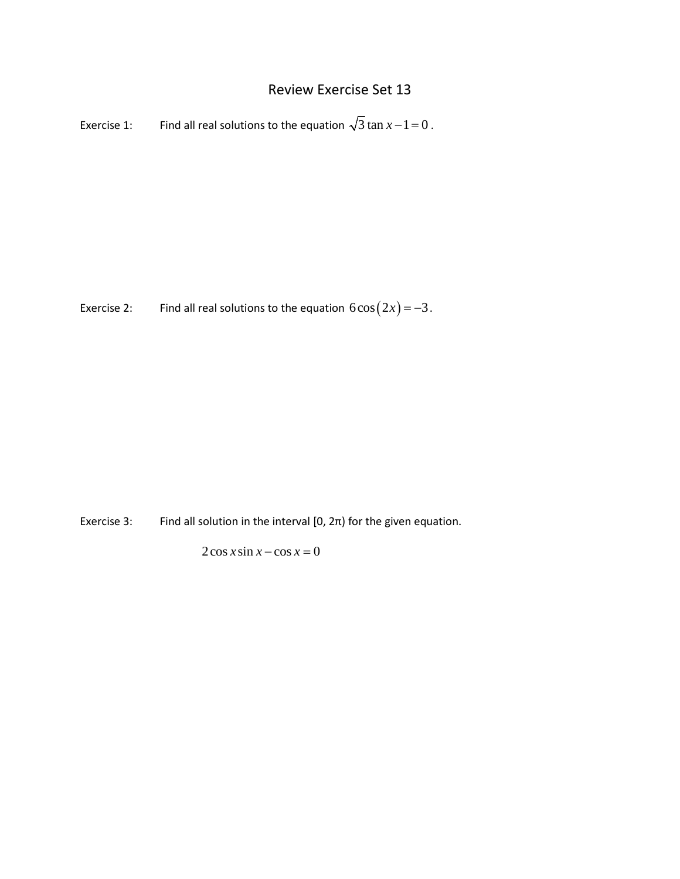# Review Exercise Set 13

Exercise 1: Find all real solutions to the equation $\sqrt{3}\tan x - 1 = 0$.

Exercise 2: Find all real solutions to the equation $6\cos(2x) = -3$.

Exercise 3: Find all solution in the interval [0, 2π) for the given equation.

$$2\cos x \sin x - \cos x = 0$$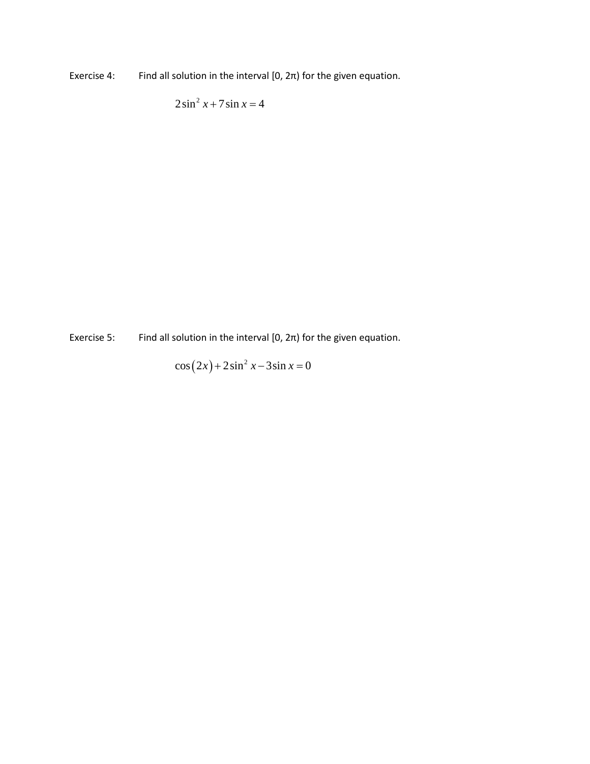Exercise 4: Find all solution in the interval [0, 2π) for the given equation.

$$2\sin^2 x + 7\sin x = 4$$

Exercise 5: Find all solution in the interval [0, 2π) for the given equation.

$$\cos(2x) + 2\sin^2 x - 3\sin x = 0$$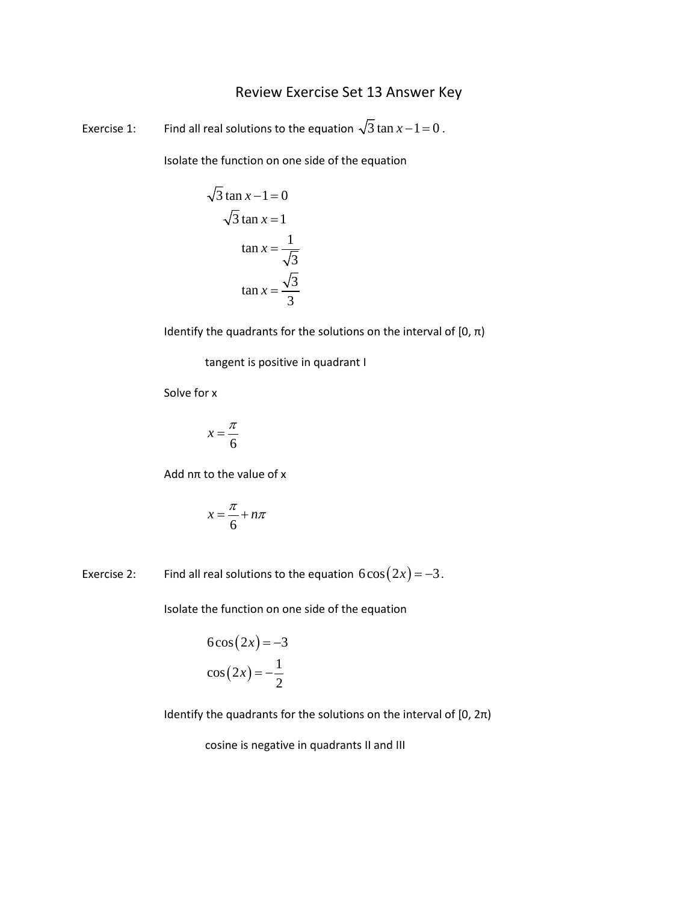# Review Exercise Set 13 Answer Key

Exercise 1: Find all real solutions to the equation $\sqrt{3}\tan x - 1 = 0$.

Isolate the function on one side of the equation

$$\sqrt{3}\tan x - 1 = 0$$
$$\sqrt{3}\tan x = 1$$
$$\tan x = \frac{1}{\sqrt{3}}$$
$$\tan x = \frac{\sqrt{3}}{3}$$

Identify the quadrants for the solutions on the interval of [0, π)

tangent is positive in quadrant I

Solve for x

$$x = \frac{\pi}{6}$$

Add nπ to the value of x

$$x = \frac{\pi}{6} + n\pi$$

Exercise 2: Find all real solutions to the equation $6\cos(2x) = -3$.

Isolate the function on one side of the equation

$$6\cos(2x) = -3$$
$$\cos(2x) = -\frac{1}{2}$$

Identify the quadrants for the solutions on the interval of [0, 2π)

cosine is negative in quadrants II and III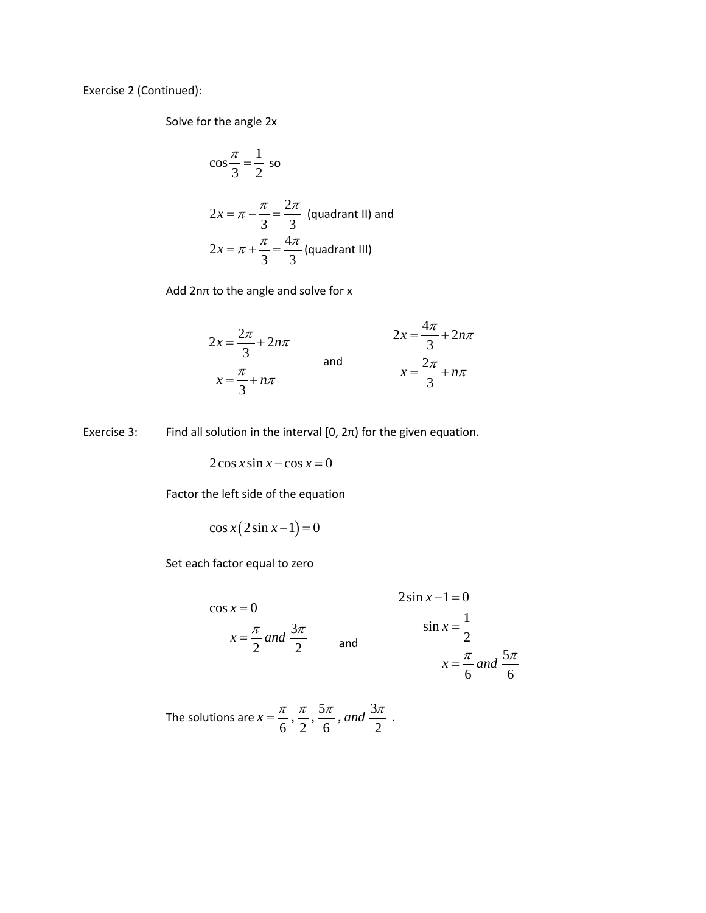Exercise 2 (Continued):

Solve for the angle 2x

$$\cos\frac{\pi}{3} = \frac{1}{2} \text{ so}$$

$$2x = \pi - \frac{\pi}{3} = \frac{2\pi}{3} \text{ (quadrant II) and}$$

$$2x = \pi + \frac{\pi}{3} = \frac{4\pi}{3} \text{ (quadrant III)}$$

Add 2nπ to the angle and solve for x

$$2x = \frac{2\pi}{3} + 2n\pi$$

$$x = \frac{\pi}{3} + n\pi$$

and

$$2x = \frac{4\pi}{3} + 2n\pi$$

$$x = \frac{2\pi}{3} + n\pi$$

Exercise 3: Find all solution in the interval [0, 2π) for the given equation.

$$2\cos x \sin x - \cos x = 0$$

Factor the left side of the equation

$$\cos x\left(2\sin x - 1\right) = 0$$

Set each factor equal to zero

$$\cos x = 0$$

$$x = \frac{\pi}{2} \text{ and } \frac{3\pi}{2}$$

and

$$2\sin x - 1 = 0$$

$$\sin x = \frac{1}{2}$$

$$x = \frac{\pi}{6} \text{ and } \frac{5\pi}{6}$$

The solutions are $x = \frac{\pi}{6}, \frac{\pi}{2}, \frac{5\pi}{6}, \text{ and } \frac{3\pi}{2}$ .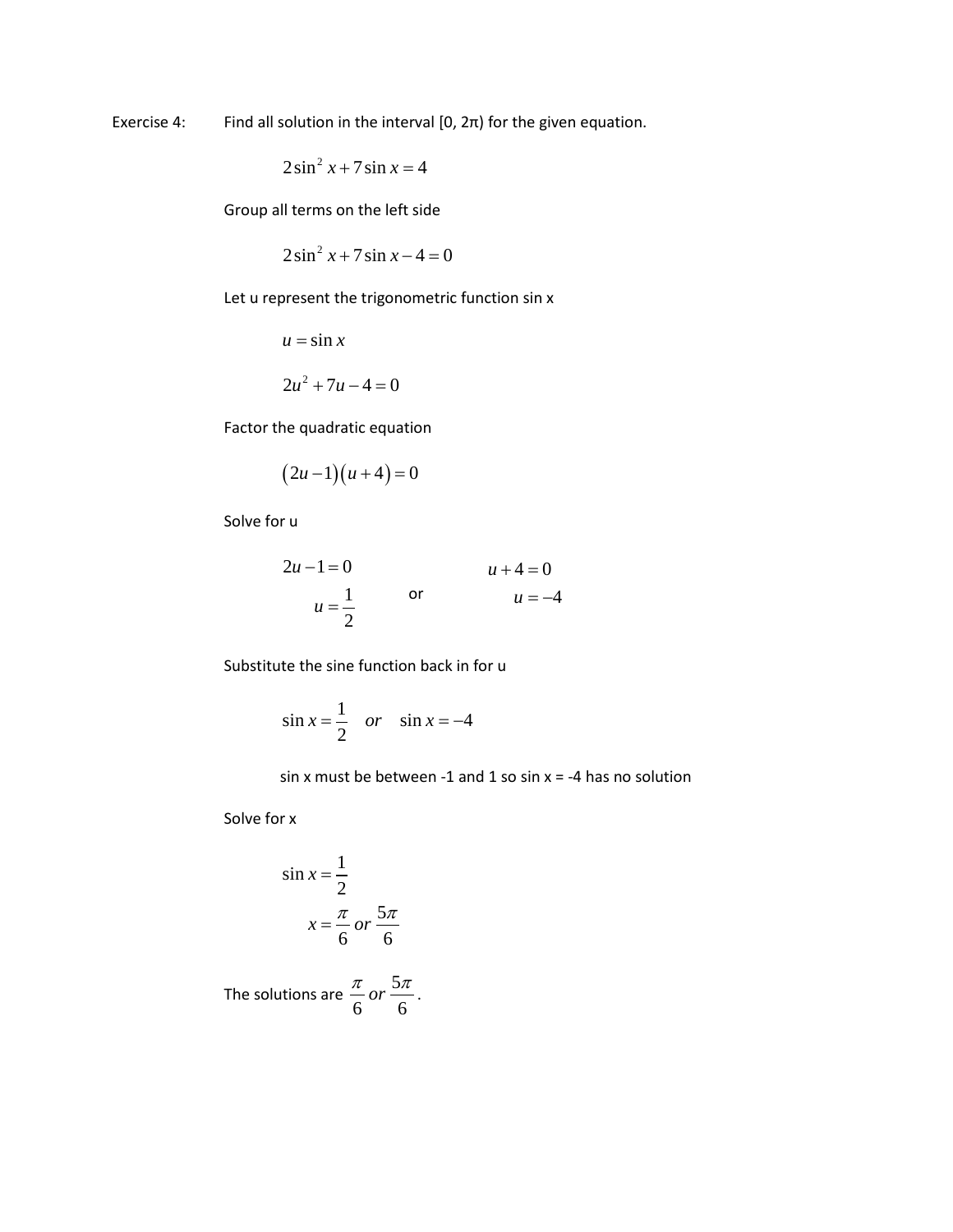Exercise 4: Find all solution in the interval [0, 2π) for the given equation.

$$2\sin^2 x + 7\sin x = 4$$

Group all terms on the left side

$$2\sin^2 x + 7\sin x - 4 = 0$$

Let u represent the trigonometric function sin x

$$u = \sin x$$

$$2u^2 + 7u - 4 = 0$$

Factor the quadratic equation

$$(2u - 1)(u + 4) = 0$$

Solve for u

$$2u - 1 = 0 \qquad \text{or} \qquad u + 4 = 0$$

$$u = \frac{1}{2} \qquad \qquad u = -4$$

Substitute the sine function back in for u

$$\sin x = \frac{1}{2} \quad or \quad \sin x = -4$$

sin x must be between -1 and 1 so sin x = -4 has no solution

Solve for x

$$\sin x = \frac{1}{2}$$

$$x = \frac{\pi}{6} \; or \; \frac{5\pi}{6}$$

The solutions are $\frac{\pi}{6} \; or \; \frac{5\pi}{6}$.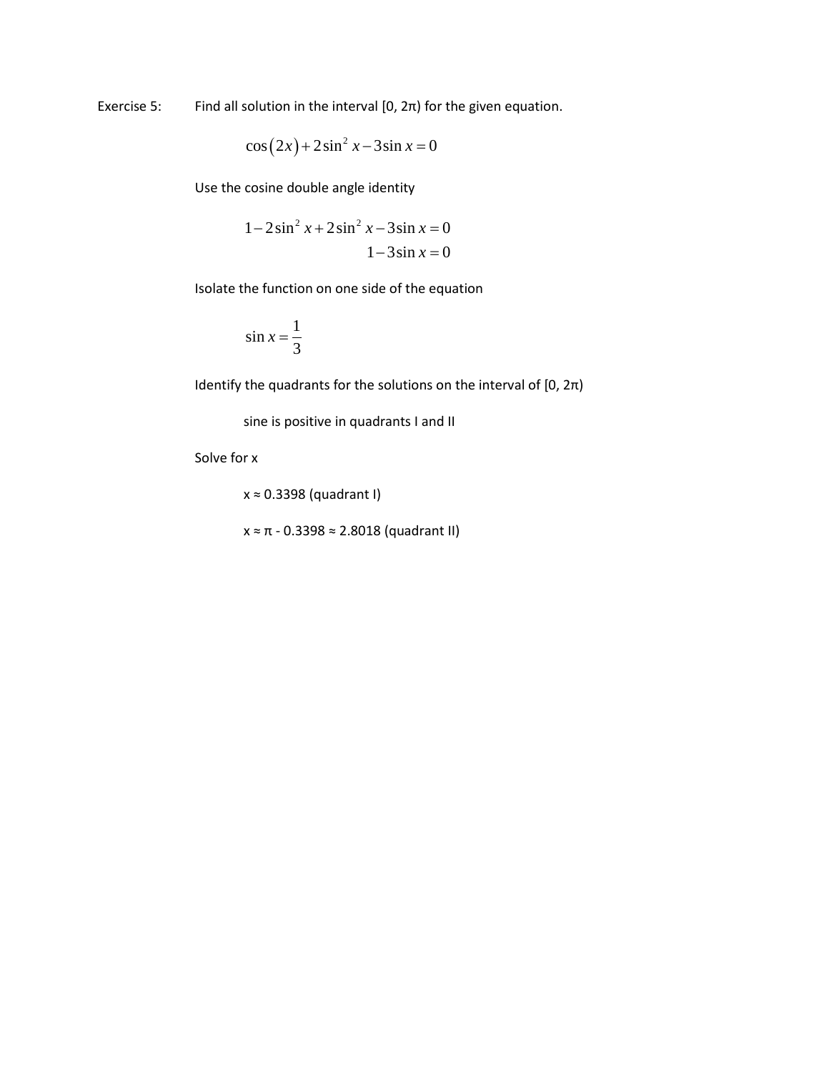Exercise 5: Find all solution in the interval [0, 2π) for the given equation.

$$\cos(2x) + 2\sin^2 x - 3\sin x = 0$$

Use the cosine double angle identity

$$1 - 2\sin^2 x + 2\sin^2 x - 3\sin x = 0$$
$$1 - 3\sin x = 0$$

Isolate the function on one side of the equation

$$\sin x = \frac{1}{3}$$

Identify the quadrants for the solutions on the interval of [0, 2π)

sine is positive in quadrants I and II

Solve for x

$x \approx 0.3398$ (quadrant I)

$x \approx \pi - 0.3398 \approx 2.8018$ (quadrant II)